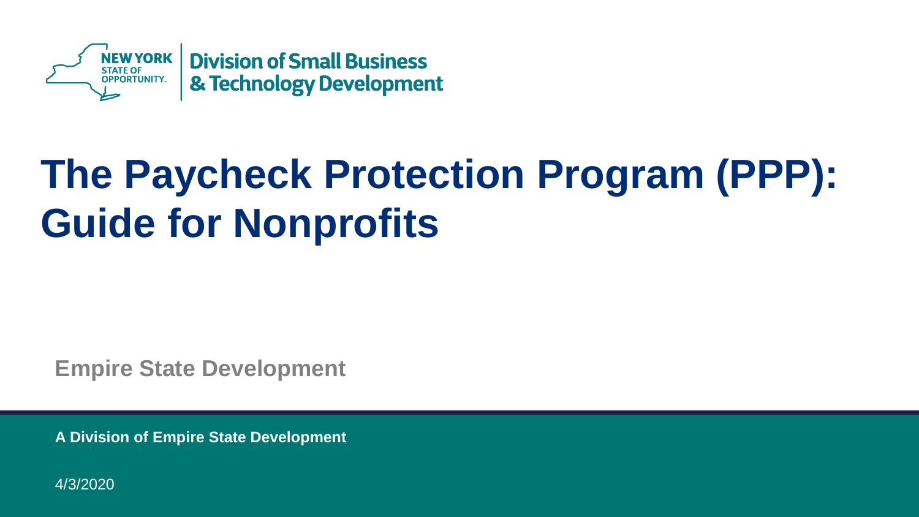NEW YORK STATE OF OPPORTUNITY. | Division of Small Business & Technology Development

# The Paycheck Protection Program (PPP): Guide for Nonprofits

**Empire State Development**

**A Division of Empire State Development**

4/3/2020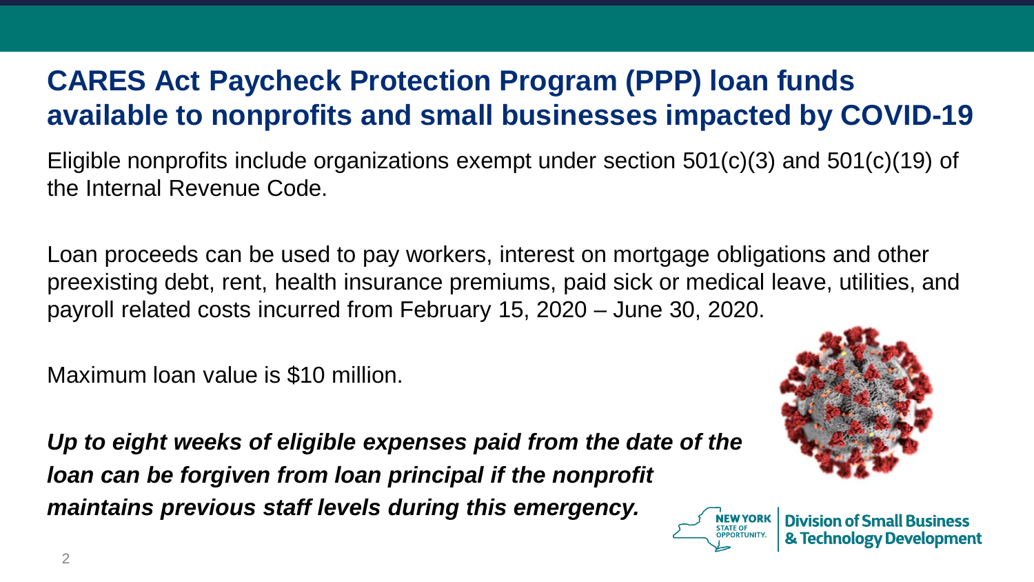# CARES Act Paycheck Protection Program (PPP) loan funds available to nonprofits and small businesses impacted by COVID-19

Eligible nonprofits include organizations exempt under section 501(c)(3) and 501(c)(19) of the Internal Revenue Code.

Loan proceeds can be used to pay workers, interest on mortgage obligations and other preexisting debt, rent, health insurance premiums, paid sick or medical leave, utilities, and payroll related costs incurred from February 15, 2020 – June 30, 2020.

Maximum loan value is $10 million.

***Up to eight weeks of eligible expenses paid from the date of the loan can be forgiven from loan principal if the nonprofit maintains previous staff levels during this emergency.***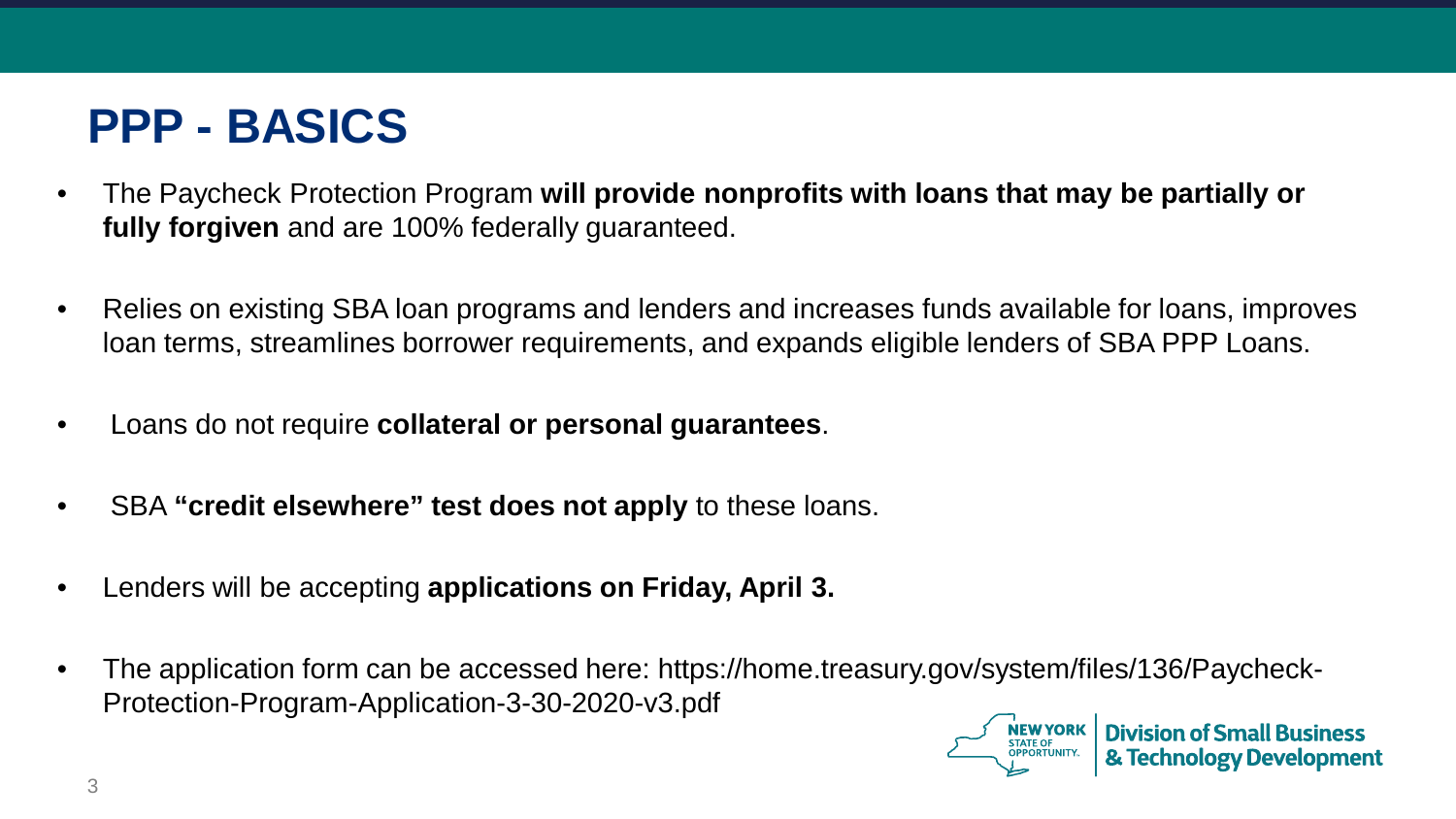# PPP - BASICS

- The Paycheck Protection Program **will provide nonprofits with loans that may be partially or fully forgiven** and are 100% federally guaranteed.
- Relies on existing SBA loan programs and lenders and increases funds available for loans, improves loan terms, streamlines borrower requirements, and expands eligible lenders of SBA PPP Loans.
- Loans do not require **collateral or personal guarantees**.
- SBA **"credit elsewhere" test does not apply** to these loans.
- Lenders will be accepting **applications on Friday, April 3.**
- The application form can be accessed here: https://home.treasury.gov/system/files/136/Paycheck-Protection-Program-Application-3-30-2020-v3.pdf

NEW YORK STATE OF OPPORTUNITY. | Division of Small Business & Technology Development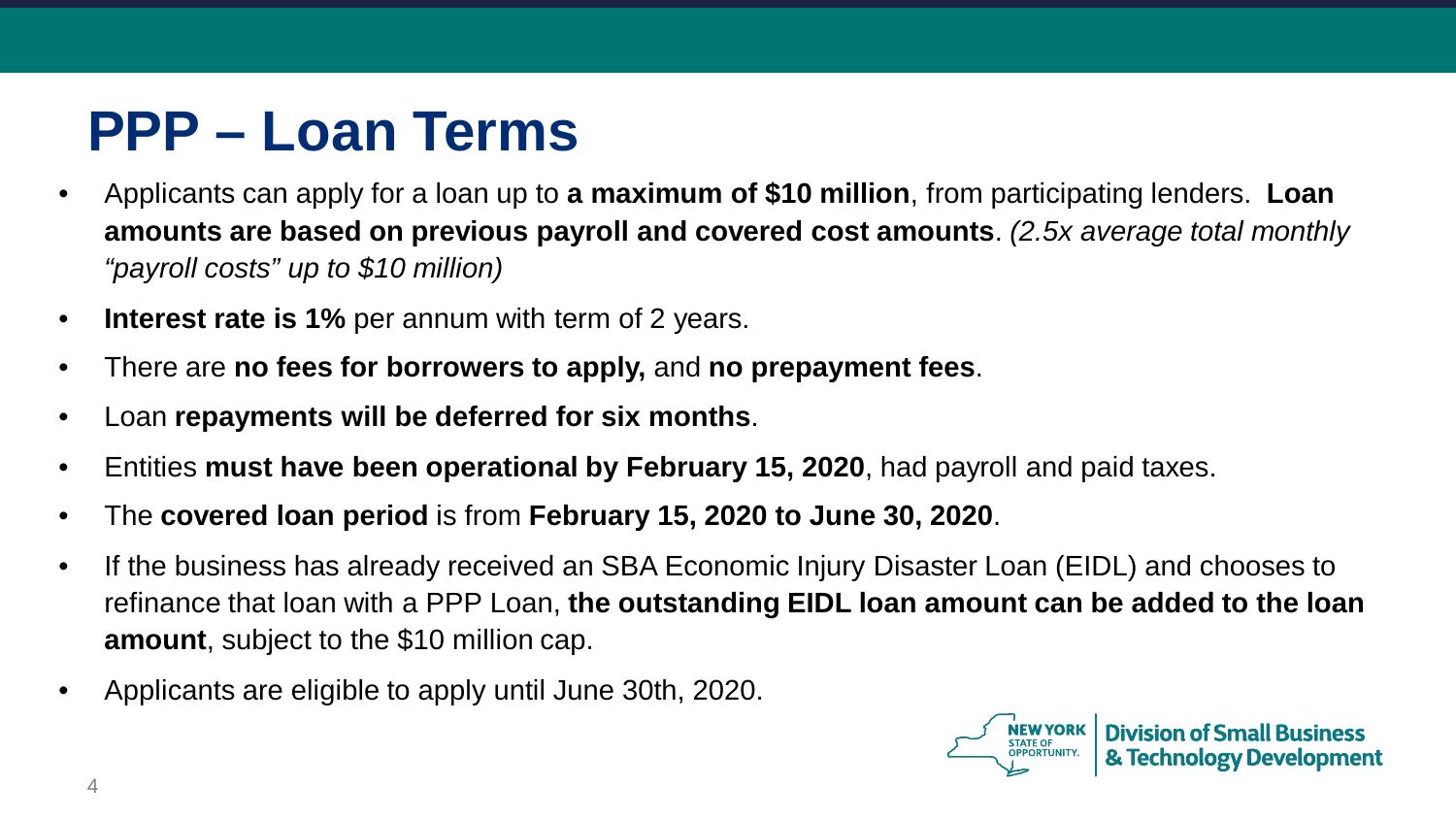# PPP – Loan Terms

- Applicants can apply for a loan up to **a maximum of $10 million**, from participating lenders. **Loan amounts are based on previous payroll and covered cost amounts**. *(2.5x average total monthly "payroll costs" up to $10 million)*
- **Interest rate is 1%** per annum with term of 2 years.
- There are **no fees for borrowers to apply,** and **no prepayment fees**.
- Loan **repayments will be deferred for six months**.
- Entities **must have been operational by February 15, 2020**, had payroll and paid taxes.
- The **covered loan period** is from **February 15, 2020 to June 30, 2020**.
- If the business has already received an SBA Economic Injury Disaster Loan (EIDL) and chooses to refinance that loan with a PPP Loan, **the outstanding EIDL loan amount can be added to the loan amount**, subject to the $10 million cap.
- Applicants are eligible to apply until June 30th, 2020.

NEW YORK STATE OF OPPORTUNITY. | Division of Small Business & Technology Development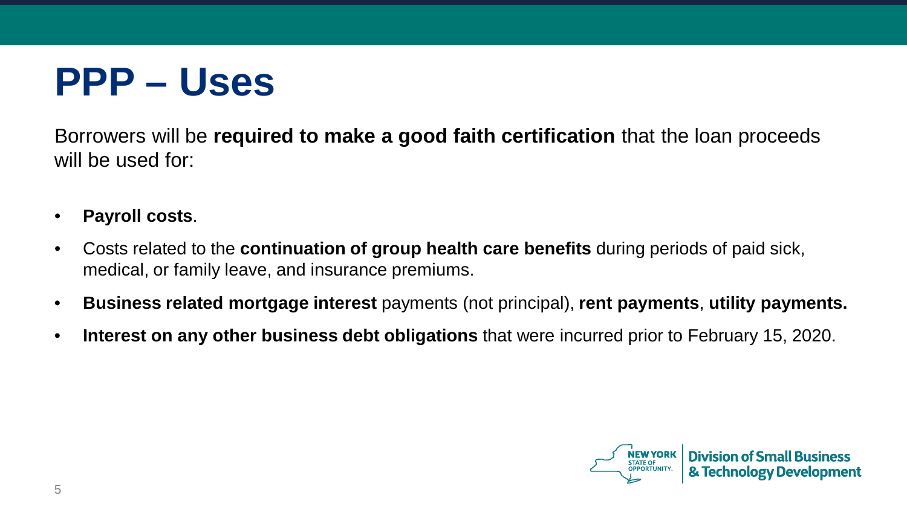# PPP – Uses

Borrowers will be **required to make a good faith certification** that the loan proceeds will be used for:

- **Payroll costs**.
- Costs related to the **continuation of group health care benefits** during periods of paid sick, medical, or family leave, and insurance premiums.
- **Business related mortgage interest** payments (not principal), **rent payments**, **utility payments.**
- **Interest on any other business debt obligations** that were incurred prior to February 15, 2020.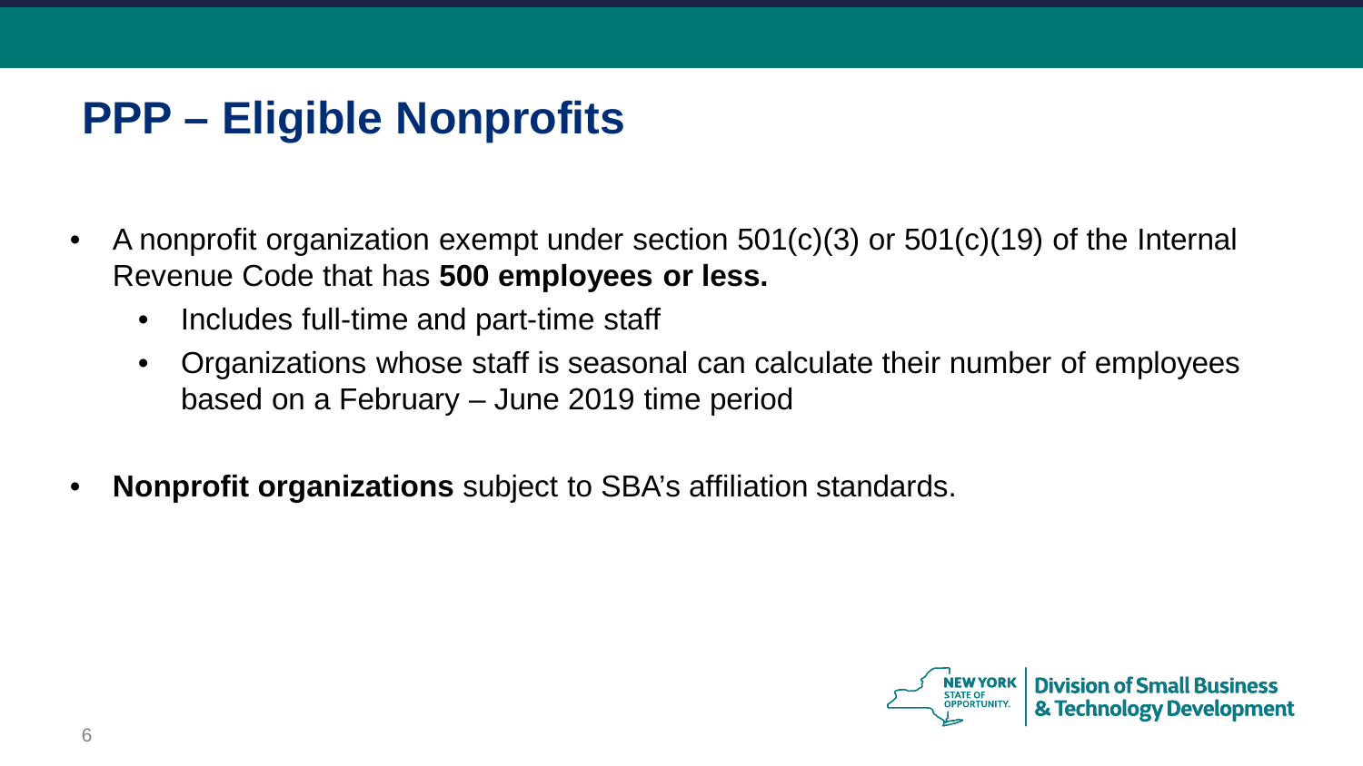# PPP – Eligible Nonprofits

- A nonprofit organization exempt under section 501(c)(3) or 501(c)(19) of the Internal Revenue Code that has **500 employees or less.**
  - Includes full-time and part-time staff
  - Organizations whose staff is seasonal can calculate their number of employees based on a February – June 2019 time period

- **Nonprofit organizations** subject to SBA's affiliation standards.

NEW YORK STATE OF OPPORTUNITY. | Division of Small Business & Technology Development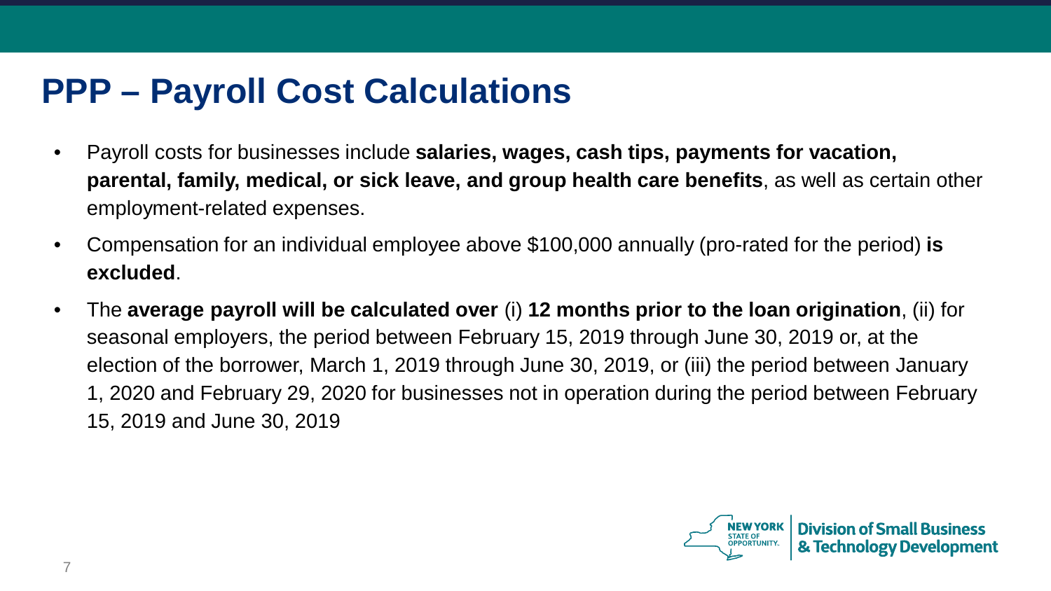# PPP – Payroll Cost Calculations

- Payroll costs for businesses include **salaries, wages, cash tips, payments for vacation, parental, family, medical, or sick leave, and group health care benefits**, as well as certain other employment-related expenses.
- Compensation for an individual employee above $100,000 annually (pro-rated for the period) **is excluded**.
- The **average payroll will be calculated over** (i) **12 months prior to the loan origination**, (ii) for seasonal employers, the period between February 15, 2019 through June 30, 2019 or, at the election of the borrower, March 1, 2019 through June 30, 2019, or (iii) the period between January 1, 2020 and February 29, 2020 for businesses not in operation during the period between February 15, 2019 and June 30, 2019

NEW YORK STATE OF OPPORTUNITY. | Division of Small Business & Technology Development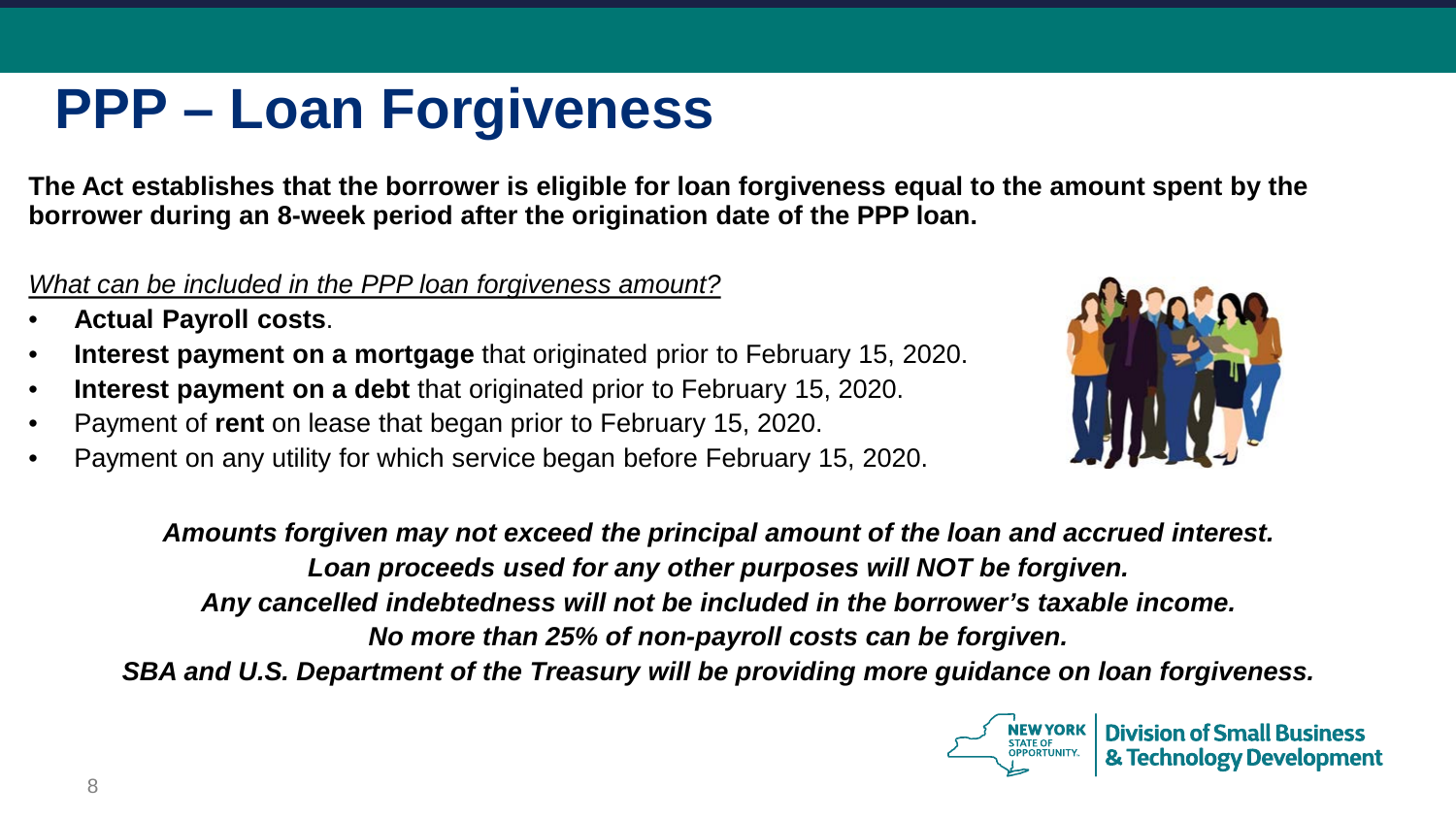# PPP – Loan Forgiveness

**The Act establishes that the borrower is eligible for loan forgiveness equal to the amount spent by the borrower during an 8-week period after the origination date of the PPP loan.**

*What can be included in the PPP loan forgiveness amount?*

- **Actual Payroll costs**.
- **Interest payment on a mortgage** that originated prior to February 15, 2020.
- **Interest payment on a debt** that originated prior to February 15, 2020.
- Payment of **rent** on lease that began prior to February 15, 2020.
- Payment on any utility for which service began before February 15, 2020.

***Amounts forgiven may not exceed the principal amount of the loan and accrued interest.***
***Loan proceeds used for any other purposes will NOT be forgiven.***
***Any cancelled indebtedness will not be included in the borrower's taxable income.***
***No more than 25% of non-payroll costs can be forgiven.***
***SBA and U.S. Department of the Treasury will be providing more guidance on loan forgiveness.***

NEW YORK STATE OF OPPORTUNITY. | Division of Small Business & Technology Development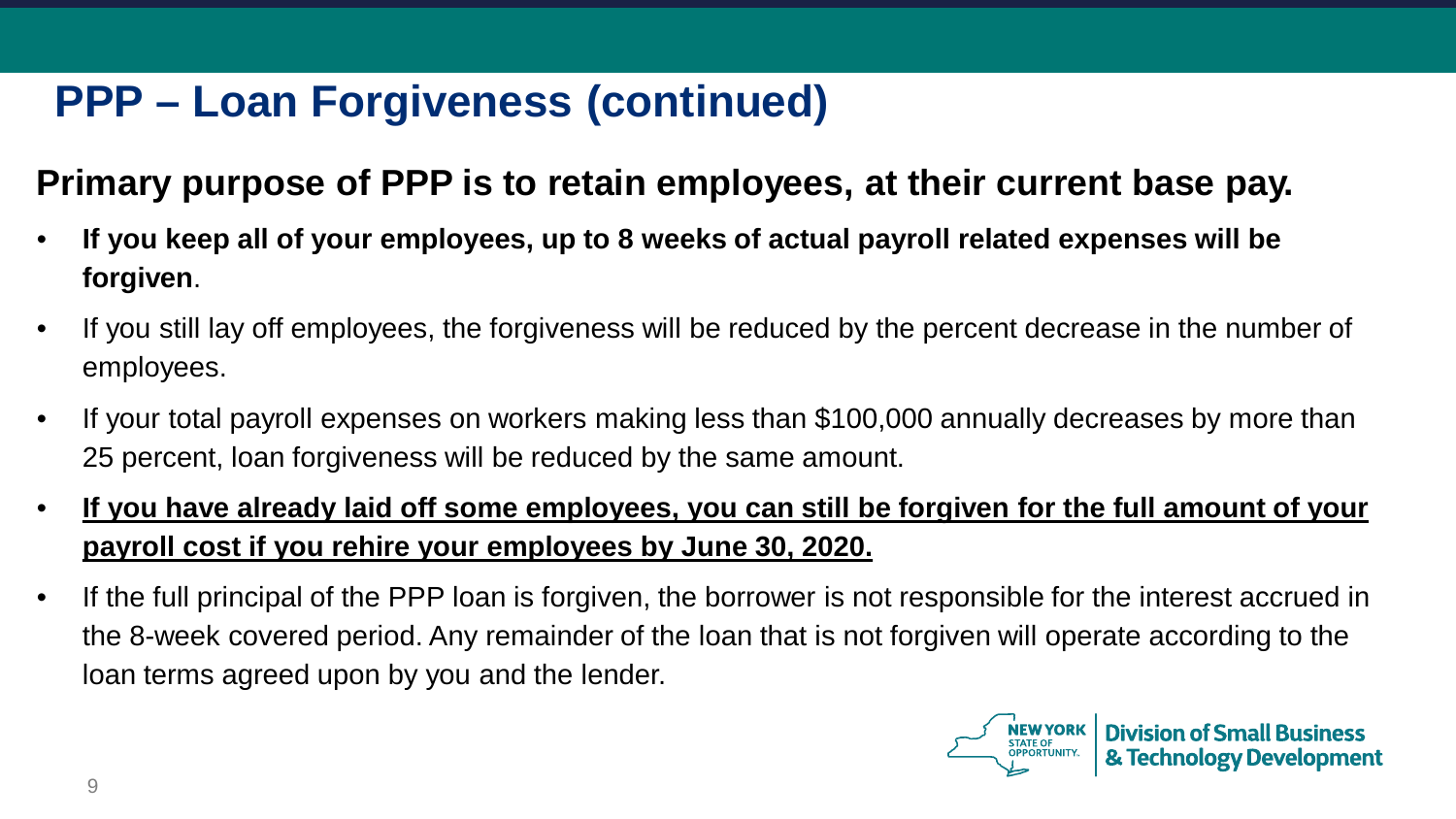# PPP – Loan Forgiveness (continued)

**Primary purpose of PPP is to retain employees, at their current base pay.**

- **If you keep all of your employees, up to 8 weeks of actual payroll related expenses will be forgiven**.
- If you still lay off employees, the forgiveness will be reduced by the percent decrease in the number of employees.
- If your total payroll expenses on workers making less than $100,000 annually decreases by more than 25 percent, loan forgiveness will be reduced by the same amount.
- **<u>If you have already laid off some employees, you can still be forgiven for the full amount of your payroll cost if you rehire your employees by June 30, 2020.</u>**
- If the full principal of the PPP loan is forgiven, the borrower is not responsible for the interest accrued in the 8-week covered period. Any remainder of the loan that is not forgiven will operate according to the loan terms agreed upon by you and the lender.

NEW YORK STATE OF OPPORTUNITY. | Division of Small Business & Technology Development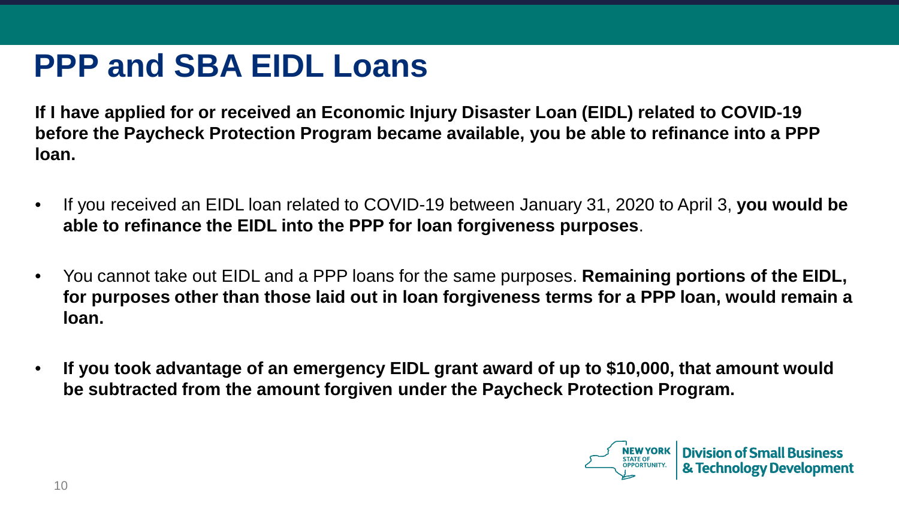# PPP and SBA EIDL Loans

**If I have applied for or received an Economic Injury Disaster Loan (EIDL) related to COVID-19 before the Paycheck Protection Program became available, you be able to refinance into a PPP loan.**

- If you received an EIDL loan related to COVID-19 between January 31, 2020 to April 3, **you would be able to refinance the EIDL into the PPP for loan forgiveness purposes**.
- You cannot take out EIDL and a PPP loans for the same purposes. **Remaining portions of the EIDL, for purposes other than those laid out in loan forgiveness terms for a PPP loan, would remain a loan.**
- **If you took advantage of an emergency EIDL grant award of up to $10,000, that amount would be subtracted from the amount forgiven under the Paycheck Protection Program.**

NEW YORK STATE OF OPPORTUNITY. | Division of Small Business & Technology Development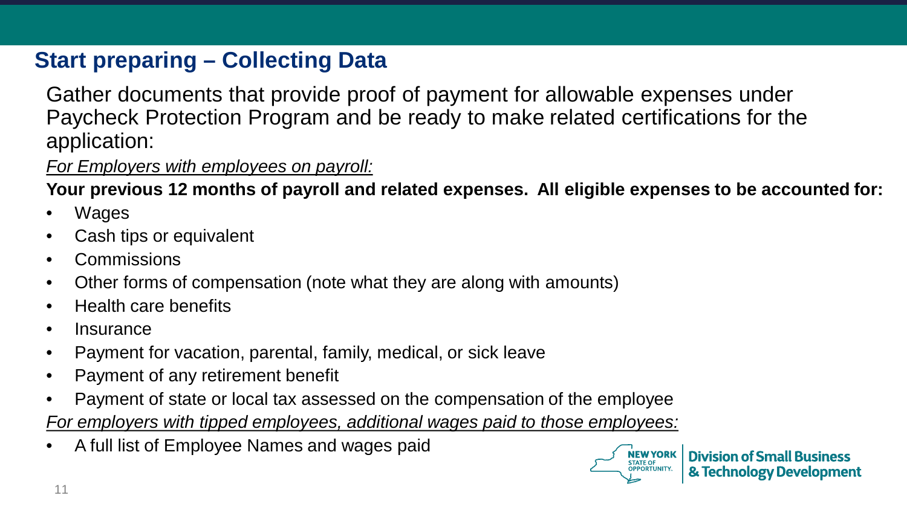## Start preparing – Collecting Data

Gather documents that provide proof of payment for allowable expenses under Paycheck Protection Program and be ready to make related certifications for the application:

*For Employers with employees on payroll:*

**Your previous 12 months of payroll and related expenses. All eligible expenses to be accounted for:**

- Wages
- Cash tips or equivalent
- Commissions
- Other forms of compensation (note what they are along with amounts)
- Health care benefits
- Insurance
- Payment for vacation, parental, family, medical, or sick leave
- Payment of any retirement benefit
- Payment of state or local tax assessed on the compensation of the employee

*For employers with tipped employees, additional wages paid to those employees:*

- A full list of Employee Names and wages paid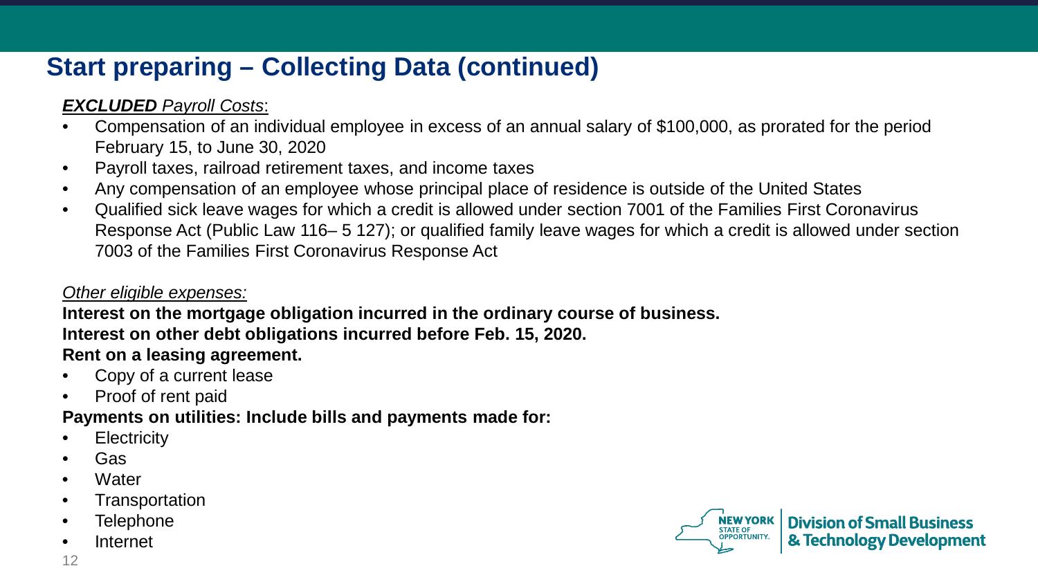## Start preparing – Collecting Data (continued)

***EXCLUDED** Payroll Costs*:

- Compensation of an individual employee in excess of an annual salary of $100,000, as prorated for the period February 15, to June 30, 2020
- Payroll taxes, railroad retirement taxes, and income taxes
- Any compensation of an employee whose principal place of residence is outside of the United States
- Qualified sick leave wages for which a credit is allowed under section 7001 of the Families First Coronavirus Response Act (Public Law 116– 5 127); or qualified family leave wages for which a credit is allowed under section 7003 of the Families First Coronavirus Response Act

*Other eligible expenses:*

**Interest on the mortgage obligation incurred in the ordinary course of business.**

**Interest on other debt obligations incurred before Feb. 15, 2020.**

**Rent on a leasing agreement.**

- Copy of a current lease
- Proof of rent paid

**Payments on utilities: Include bills and payments made for:**

- Electricity
- Gas
- Water
- Transportation
- Telephone
- Internet

NEW YORK STATE OF OPPORTUNITY. | Division of Small Business & Technology Development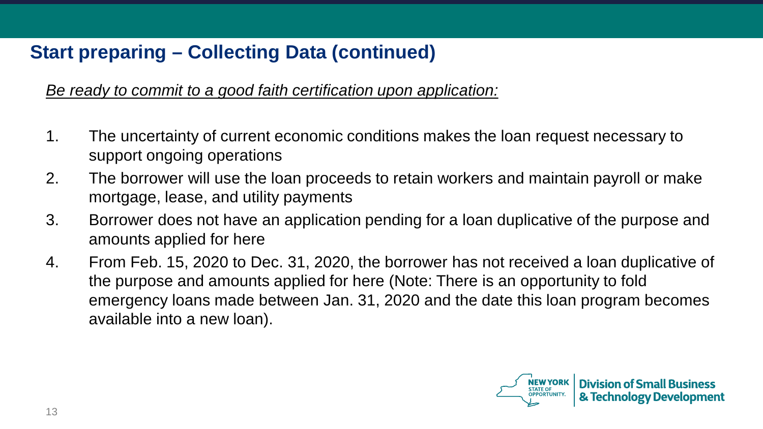## Start preparing – Collecting Data (continued)

*Be ready to commit to a good faith certification upon application:*

1. The uncertainty of current economic conditions makes the loan request necessary to support ongoing operations
2. The borrower will use the loan proceeds to retain workers and maintain payroll or make mortgage, lease, and utility payments
3. Borrower does not have an application pending for a loan duplicative of the purpose and amounts applied for here
4. From Feb. 15, 2020 to Dec. 31, 2020, the borrower has not received a loan duplicative of the purpose and amounts applied for here (Note: There is an opportunity to fold emergency loans made between Jan. 31, 2020 and the date this loan program becomes available into a new loan).

NEW YORK STATE OF OPPORTUNITY. | Division of Small Business & Technology Development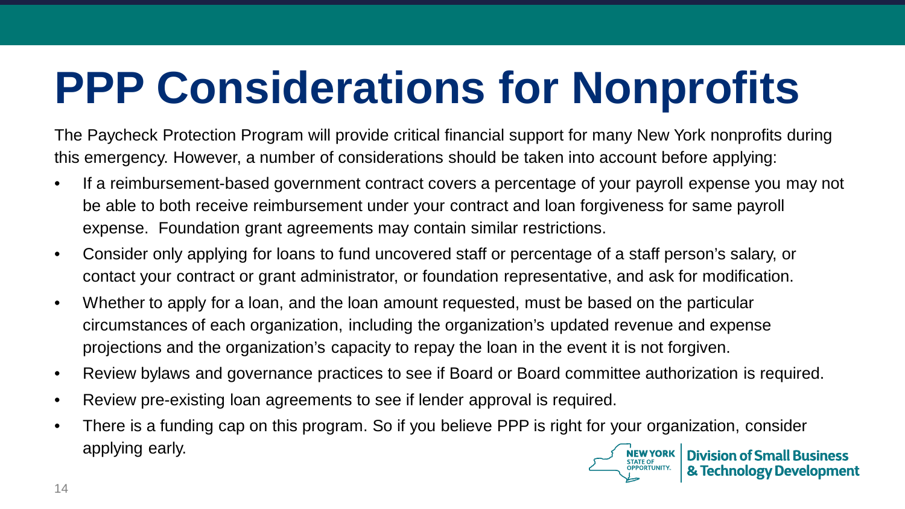# PPP Considerations for Nonprofits

The Paycheck Protection Program will provide critical financial support for many New York nonprofits during this emergency. However, a number of considerations should be taken into account before applying:

- If a reimbursement-based government contract covers a percentage of your payroll expense you may not be able to both receive reimbursement under your contract and loan forgiveness for same payroll expense. Foundation grant agreements may contain similar restrictions.
- Consider only applying for loans to fund uncovered staff or percentage of a staff person's salary, or contact your contract or grant administrator, or foundation representative, and ask for modification.
- Whether to apply for a loan, and the loan amount requested, must be based on the particular circumstances of each organization, including the organization's updated revenue and expense projections and the organization's capacity to repay the loan in the event it is not forgiven.
- Review bylaws and governance practices to see if Board or Board committee authorization is required.
- Review pre-existing loan agreements to see if lender approval is required.
- There is a funding cap on this program. So if you believe PPP is right for your organization, consider applying early.

NEW YORK STATE OF OPPORTUNITY. | Division of Small Business & Technology Development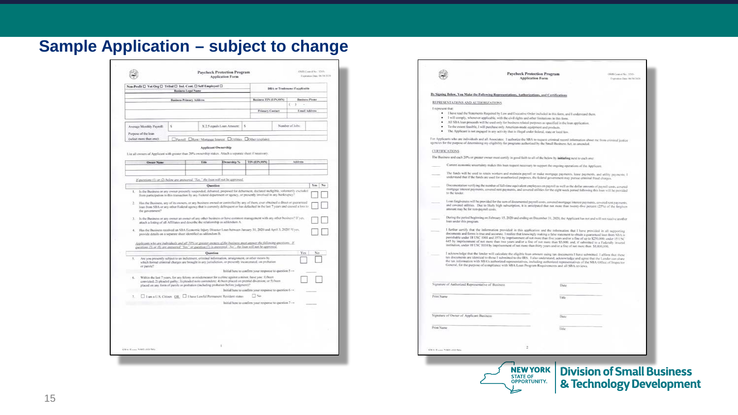# Sample Application – subject to change

**Paycheck Protection Program**
**Application Form**

OMB Control No.: 3245-
Expiration Date: 06/30/2020

Non-Profit ☐ Vet Org ☐ Tribal ☐ Ind. Cont. ☐ Self Employed ☐

| Business Legal Name | DBA or Tradename if applicable |
|---|---|
| | |

| Business Primary Address | Business TIN (EIN,SSN) | Business Phone |
|---|---|---|
| | | ( ) - |
| | **Primary Contact** | **Email Address** |
| | | |

| Average Monthly Payroll: | $ | X 2.5 equals Loan Amount: | $ | Number of Jobs: | |
|---|---|---|---|---|---|

Purpose of the loan (select more than one): ☐Payroll ☐Rent / Mortgage Interest ☐Utilities ☐Other (explain):

**Applicant Ownership**

List all owners of Applicant with greater than 20% ownership stakes. Attach a separate sheet if necessary.

| Owner Name | Title | Ownership % | TIN (EIN,SSN) | Address |
|---|---|---|---|---|
| | | | | |
| | | | | |

*If questions (1) or (2) below are answered "Yes," the loan will not be approved.*

| | Question | Yes | No |
|---|---|---|---|
| 1. | Is the Business or any owner presently suspended, debarred, proposed for debarment, declared ineligible, voluntarily excluded from participation in this transaction by any Federal department or agency, or presently involved in any bankruptcy? | ☐ | ☐ |
| 2. | Has the Business, any of its owners, or any business owned or controlled by any of them, ever obtained a direct or guaranteed loan from SBA or any other Federal agency that is currently delinquent or has defaulted in the last 7 years and caused a loss to the government? | ☐ | ☐ |
| 3. | Is the Business or any owner an owner of any other business or have common management with any other business? If yes, attach a listing of all Affiliates and describe the relationship as addendum A. | ☐ | ☐ |
| 4. | Has the Business received an SBA Economic Injury Disaster Loan between January 31, 2020 and April 3, 2020? If yes, provide details on a separate sheet identified as addendum B. | ☐ | ☐ |

*Applicants who are individuals and all 20% or greater owners of the business must answer the following questions. If questions (5) or (6) are answered "Yes" or question (7) is answered "No", the loan will not be approved.*

| | Question | Yes | No |
|---|---|---|---|
| 5. | Are you presently subject to an indictment, criminal information, arraignment, or other means by which formal criminal charges are brought in any jurisdiction, or presently incarcerated, on probation or parole? | ☐ | ☐ |
| | Initial here to confirm your response to question 5 → | | |
| 6. | Within the last 7 years, for any felony or misdemeanor for a crime against a minor, have you: 1) been convicted; 2) pleaded guilty; 3) pleaded nolo contendere; 4) been placed on pretrial diversion; or 5) been placed on any form of parole or probation (including probation before judgment)? | ☐ | ☐ |
| | Initial here to confirm your response to question 6 → | | |
| 7. | ☐ I am a U.S. Citizen OR ☐ I have Lawful Permanent Resident status ☐ No | | |
| | Initial here to confirm your response to question 7 → | | |

SBA Form 2483 (03/20)

---

**Paycheck Protection Program**
**Application Form**

OMB Control No.: 3245-
Expiration Date: 06/30/2020

**By Signing Below, You Make the Following Representations, Authorizations, and Certifications**

REPRESENTATIONS AND AUTHORIZATIONS

I represent that:

- I have read the Statements Required by Law and Executive Order included in this form, and I understand them.
- I will comply, whenever applicable, with the civil rights and other limitations in this form.
- All SBA loan proceeds will be used only for business related purposes as specified in the loan application.
- To the extent feasible, I will purchase only American-made equipment and products.
- The Applicant is not engaged in any activity that is illegal under federal, state or local law.

For Applicants who are individuals and all Associates: I authorize the SBA to request criminal record information about me from criminal justice agencies for the purpose of determining my eligibility for programs authorized by the Small Business Act, as amended.

CERTIFICATIONS

The Business and each 20% or greater owner must certify in good faith to all of the below by **initialing** next to each one:

_____ Current economic uncertainty makes this loan request necessary to support the ongoing operations of the Applicant.

_____ The funds will be used to retain workers and maintain payroll or make mortgage payments, lease payments, and utility payments; I understand that if the funds are used for unauthorized purposes, the federal government may pursue criminal fraud charges.

_____ Documentation verifying the number of full-time equivalent employees on payroll as well as the dollar amounts of payroll costs, covered mortgage interest payments, covered rent payments, and covered utilities for the eight week period following this loan will be provided to the lender.

_____ Loan forgiveness will be provided for the sum of documented payroll costs, covered mortgage interest payments, covered rent payments, and covered utilities. Due to likely high subscription, it is anticipated that not more than twenty-five percent (25%) of the forgiven amount may be for non-payroll costs.

_____ During the period beginning on February 15, 2020 and ending on December 31, 2020, the Applicant has not and will not receive another loan under this program.

_____ I further certify that the information provided in this application and the information that I have provided in all supporting documents and forms is true and accurate. I realize that knowingly making a false statement to obtain a guaranteed loan from SBA is punishable under 18 USC 1001 and 3571 by imprisonment of not more than five years and/or a fine of up to $250,000; under 15 USC 645 by imprisonment of not more than two years and/or a fine of not more than $5,000; and, if submitted to a Federally insured institution, under 18 USC 1014 by imprisonment of not more than thirty years and/or a fine of not more than $1,000,000.

_____ I acknowledge that the lender will calculate the eligible loan amount using tax documents I have submitted. I affirm that these tax documents are identical to those I submitted to the IRS. I also understand, acknowledge and agree that the Lender can share the tax information with SBA's authorized representatives, including authorized representatives of the SBA Office of Inspector General, for the purpose of compliance with SBA Loan Program Requirements and all SBA reviews.

Signature of Authorized Representative of Business _______________ Date _______________

Print Name _______________ Title _______________

Signature of Owner of Applicant Business _______________ Date _______________

Print Name _______________ Title _______________

SBA Form 2483 (03/20)

NEW YORK STATE OF OPPORTUNITY. | Division of Small Business & Technology Development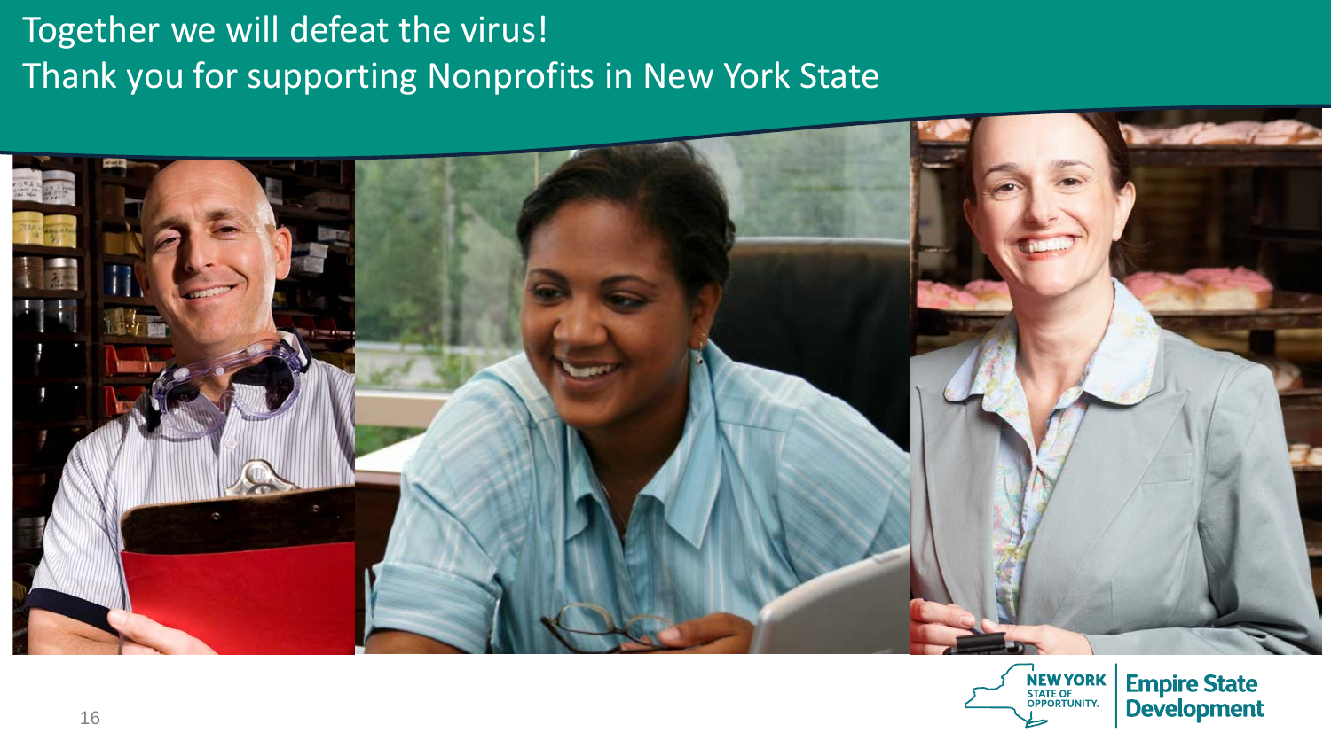# Together we will defeat the virus!
# Thank you for supporting Nonprofits in New York State

NEW YORK STATE OF OPPORTUNITY. | Empire State Development